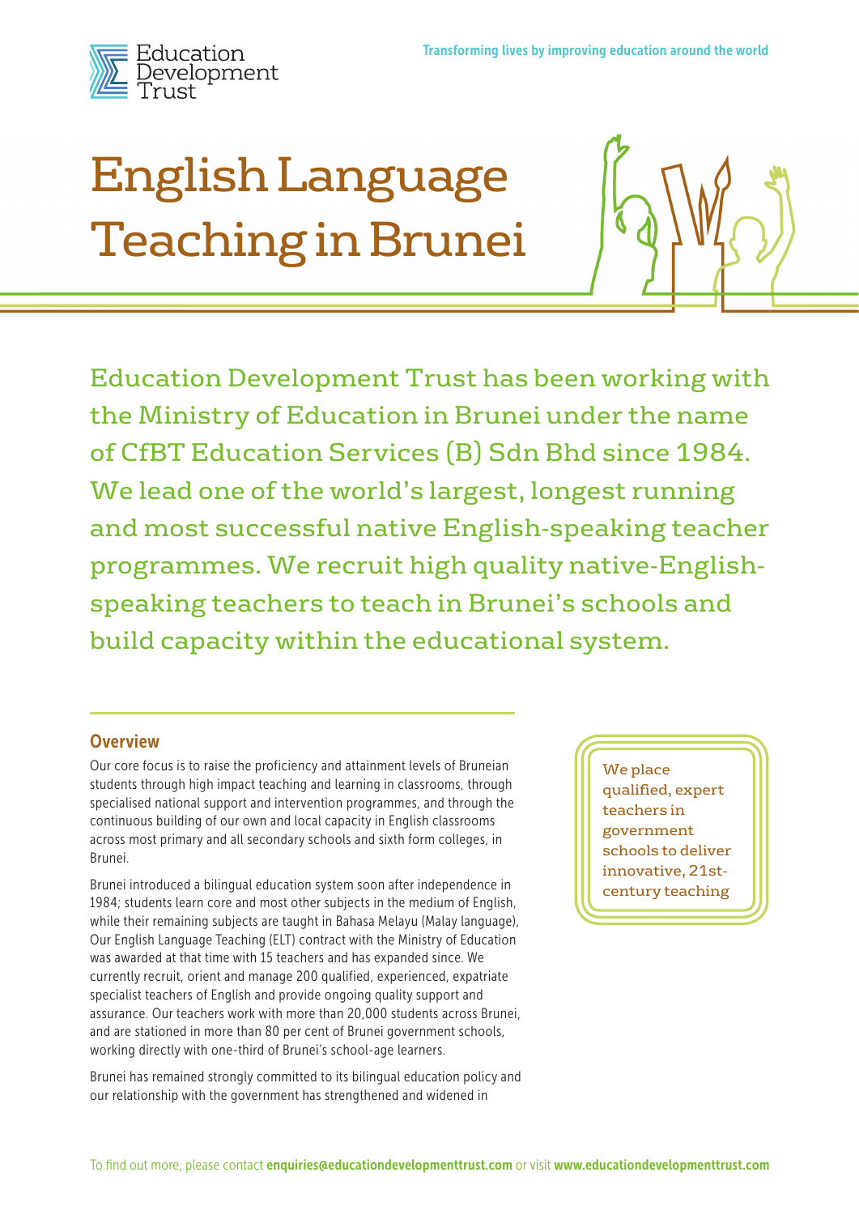Education Development Trust

Transforming lives by improving education around the world

# English Language Teaching in Brunei

Education Development Trust has been working with the Ministry of Education in Brunei under the name of CfBT Education Services (B) Sdn Bhd since 1984. We lead one of the world's largest, longest running and most successful native English-speaking teacher programmes. We recruit high quality native-English-speaking teachers to teach in Brunei's schools and build capacity within the educational system.

## Overview

Our core focus is to raise the proficiency and attainment levels of Bruneian students through high impact teaching and learning in classrooms, through specialised national support and intervention programmes, and through the continuous building of our own and local capacity in English classrooms across most primary and all secondary schools and sixth form colleges, in Brunei.

Brunei introduced a bilingual education system soon after independence in 1984; students learn core and most other subjects in the medium of English, while their remaining subjects are taught in Bahasa Melayu (Malay language), Our English Language Teaching (ELT) contract with the Ministry of Education was awarded at that time with 15 teachers and has expanded since. We currently recruit, orient and manage 200 qualified, experienced, expatriate specialist teachers of English and provide ongoing quality support and assurance. Our teachers work with more than 20,000 students across Brunei, and are stationed in more than 80 per cent of Brunei government schools, working directly with one-third of Brunei's school-age learners.

Brunei has remained strongly committed to its bilingual education policy and our relationship with the government has strengthened and widened in

> We place qualified, expert teachers in government schools to deliver innovative, 21st-century teaching

To find out more, please contact **enquiries@educationdevelopmenttrust.com** or visit **www.educationdevelopmenttrust.com**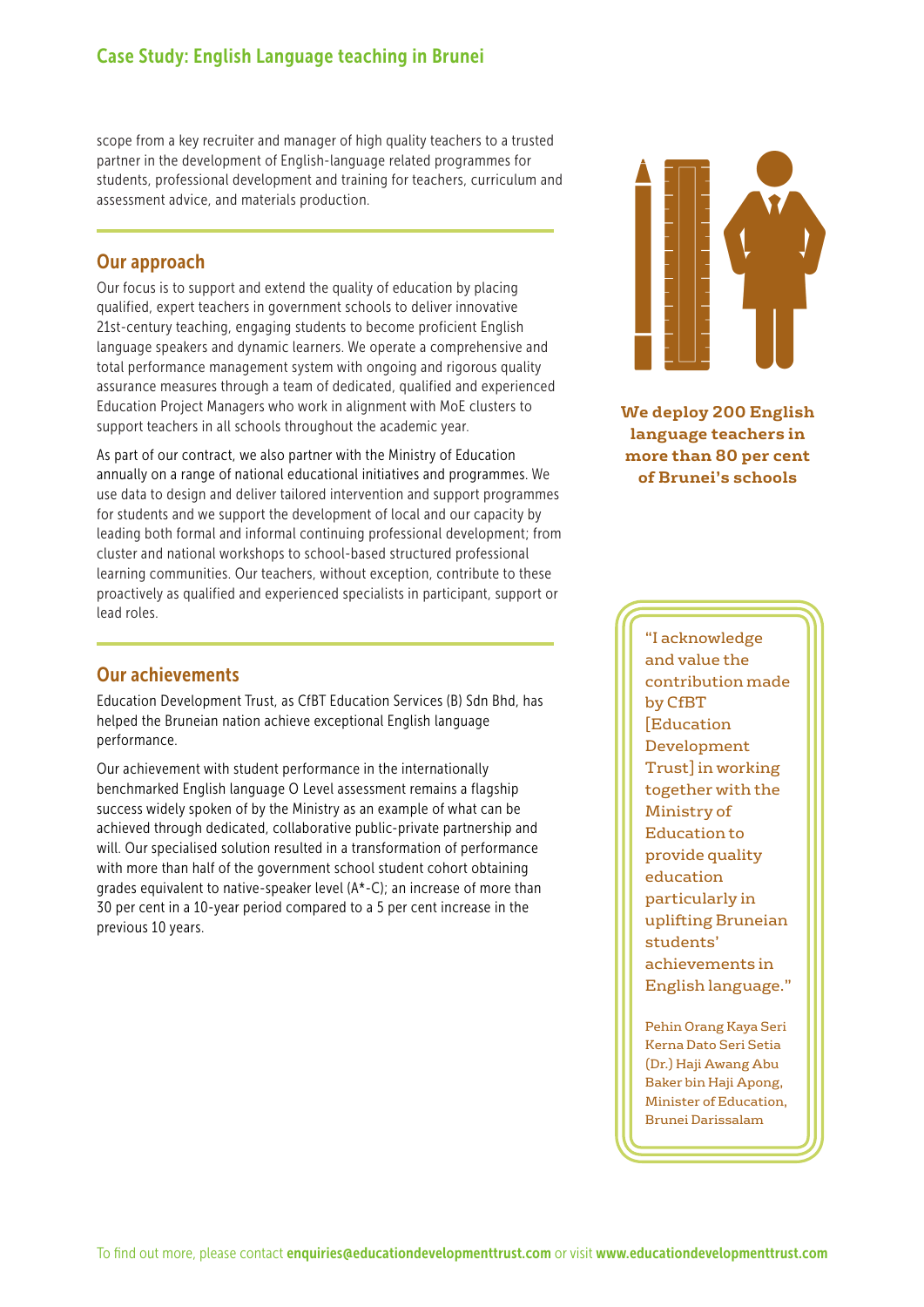scope from a key recruiter and manager of high quality teachers to a trusted partner in the development of English-language related programmes for students, professional development and training for teachers, curriculum and assessment advice, and materials production.

## Our approach

Our focus is to support and extend the quality of education by placing qualified, expert teachers in government schools to deliver innovative 21st-century teaching, engaging students to become proficient English language speakers and dynamic learners. We operate a comprehensive and total performance management system with ongoing and rigorous quality assurance measures through a team of dedicated, qualified and experienced Education Project Managers who work in alignment with MoE clusters to support teachers in all schools throughout the academic year.

As part of our contract, we also partner with the Ministry of Education annually on a range of national educational initiatives and programmes. We use data to design and deliver tailored intervention and support programmes for students and we support the development of local and our capacity by leading both formal and informal continuing professional development; from cluster and national workshops to school-based structured professional learning communities. Our teachers, without exception, contribute to these proactively as qualified and experienced specialists in participant, support or lead roles.

## Our achievements

Education Development Trust, as CfBT Education Services (B) Sdn Bhd, has helped the Bruneian nation achieve exceptional English language performance.

Our achievement with student performance in the internationally benchmarked English language O Level assessment remains a flagship success widely spoken of by the Ministry as an example of what can be achieved through dedicated, collaborative public-private partnership and will. Our specialised solution resulted in a transformation of performance with more than half of the government school student cohort obtaining grades equivalent to native-speaker level (A*-C); an increase of more than 30 per cent in a 10-year period compared to a 5 per cent increase in the previous 10 years.

**We deploy 200 English language teachers in more than 80 per cent of Brunei's schools**

> "I acknowledge and value the contribution made by CfBT [Education Development Trust] in working together with the Ministry of Education to provide quality education particularly in uplifting Bruneian students' achievements in English language."
>
> Pehin Orang Kaya Seri Kerna Dato Seri Setia (Dr.) Haji Awang Abu Baker bin Haji Apong, Minister of Education, Brunei Darissalam

To find out more, please contact **enquiries@educationdevelopmenttrust.com** or visit **www.educationdevelopmenttrust.com**